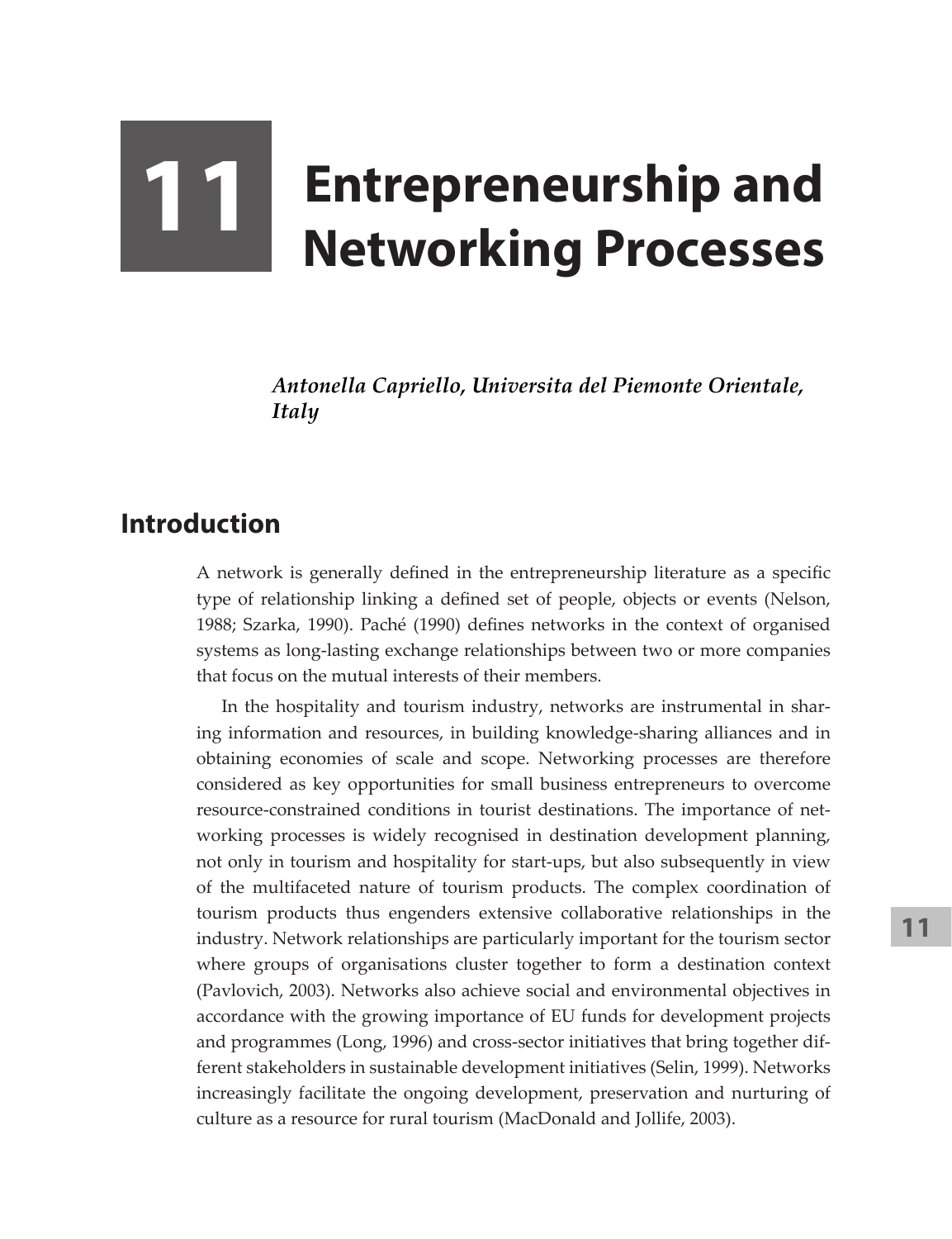# 11 Entrepreneurship and Networking Processes

*Antonella Capriello, Universita del Piemonte Orientale, Italy*

## Introduction

A network is generally defined in the entrepreneurship literature as a specific type of relationship linking a defined set of people, objects or events (Nelson, 1988; Szarka, 1990). Paché (1990) defines networks in the context of organised systems as long-lasting exchange relationships between two or more companies that focus on the mutual interests of their members.

In the hospitality and tourism industry, networks are instrumental in sharing information and resources, in building knowledge-sharing alliances and in obtaining economies of scale and scope. Networking processes are therefore considered as key opportunities for small business entrepreneurs to overcome resource-constrained conditions in tourist destinations. The importance of networking processes is widely recognised in destination development planning, not only in tourism and hospitality for start-ups, but also subsequently in view of the multifaceted nature of tourism products. The complex coordination of tourism products thus engenders extensive collaborative relationships in the industry. Network relationships are particularly important for the tourism sector where groups of organisations cluster together to form a destination context (Pavlovich, 2003). Networks also achieve social and environmental objectives in accordance with the growing importance of EU funds for development projects and programmes (Long, 1996) and cross-sector initiatives that bring together different stakeholders in sustainable development initiatives (Selin, 1999). Networks increasingly facilitate the ongoing development, preservation and nurturing of culture as a resource for rural tourism (MacDonald and Jollife, 2003).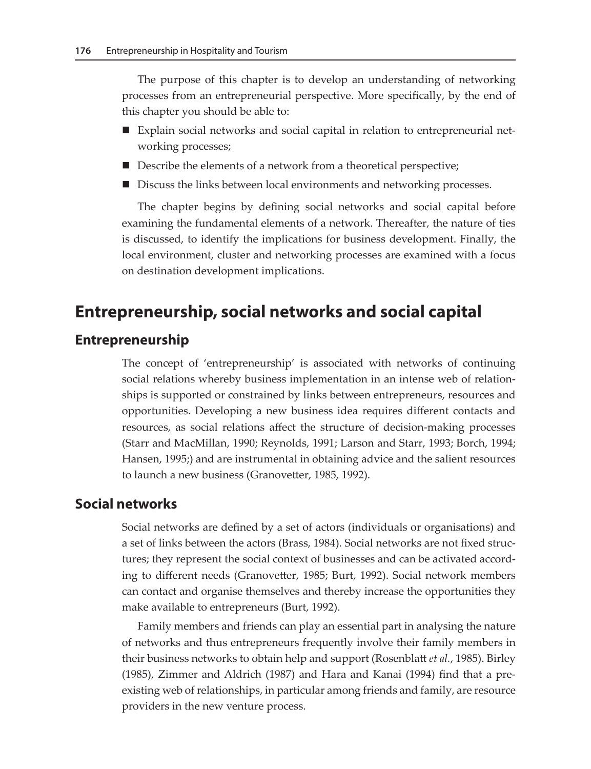The purpose of this chapter is to develop an understanding of networking processes from an entrepreneurial perspective. More specifically, by the end of this chapter you should be able to:

- Explain social networks and social capital in relation to entrepreneurial networking processes;
- Describe the elements of a network from a theoretical perspective;
- Discuss the links between local environments and networking processes.

The chapter begins by defining social networks and social capital before examining the fundamental elements of a network. Thereafter, the nature of ties is discussed, to identify the implications for business development. Finally, the local environment, cluster and networking processes are examined with a focus on destination development implications.

# Entrepreneurship, social networks and social capital

## Entrepreneurship

The concept of 'entrepreneurship' is associated with networks of continuing social relations whereby business implementation in an intense web of relationships is supported or constrained by links between entrepreneurs, resources and opportunities. Developing a new business idea requires different contacts and resources, as social relations affect the structure of decision-making processes (Starr and MacMillan, 1990; Reynolds, 1991; Larson and Starr, 1993; Borch, 1994; Hansen, 1995;) and are instrumental in obtaining advice and the salient resources to launch a new business (Granovetter, 1985, 1992).

## Social networks

Social networks are defined by a set of actors (individuals or organisations) and a set of links between the actors (Brass, 1984). Social networks are not fixed structures; they represent the social context of businesses and can be activated according to different needs (Granovetter, 1985; Burt, 1992). Social network members can contact and organise themselves and thereby increase the opportunities they make available to entrepreneurs (Burt, 1992).

Family members and friends can play an essential part in analysing the nature of networks and thus entrepreneurs frequently involve their family members in their business networks to obtain help and support (Rosenblatt *et al.*, 1985). Birley (1985), Zimmer and Aldrich (1987) and Hara and Kanai (1994) find that a pre-existing web of relationships, in particular among friends and family, are resource providers in the new venture process.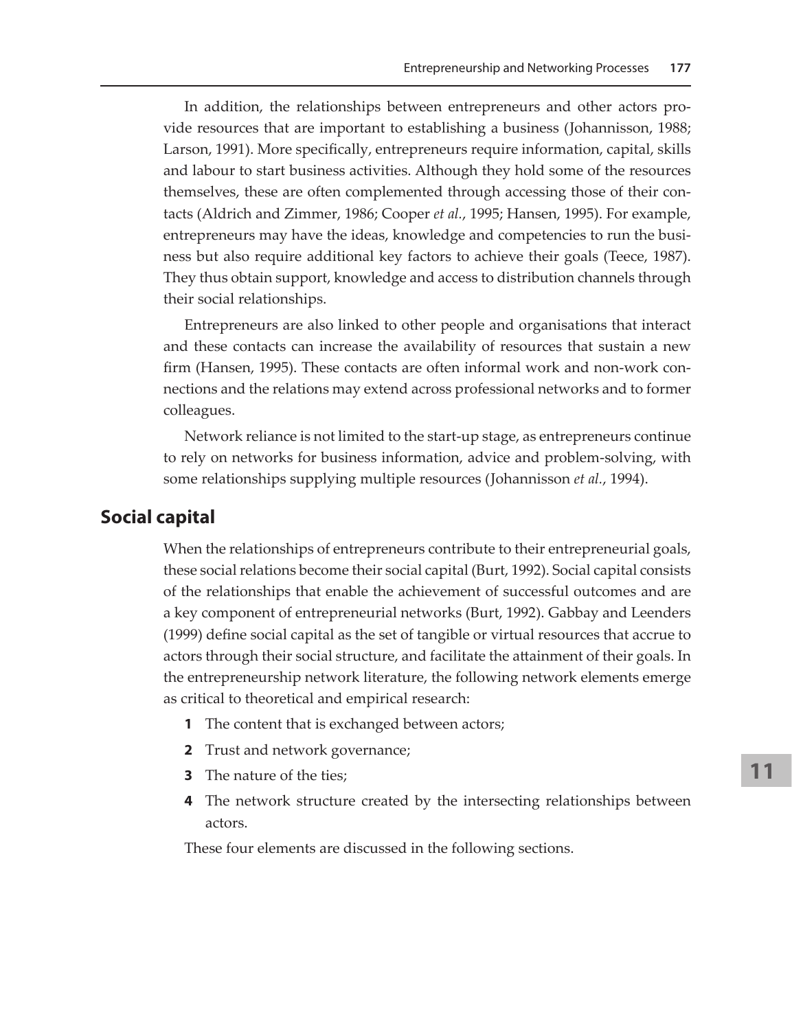In addition, the relationships between entrepreneurs and other actors provide resources that are important to establishing a business (Johannisson, 1988; Larson, 1991). More specifically, entrepreneurs require information, capital, skills and labour to start business activities. Although they hold some of the resources themselves, these are often complemented through accessing those of their contacts (Aldrich and Zimmer, 1986; Cooper *et al.*, 1995; Hansen, 1995). For example, entrepreneurs may have the ideas, knowledge and competencies to run the business but also require additional key factors to achieve their goals (Teece, 1987). They thus obtain support, knowledge and access to distribution channels through their social relationships.

Entrepreneurs are also linked to other people and organisations that interact and these contacts can increase the availability of resources that sustain a new firm (Hansen, 1995). These contacts are often informal work and non-work connections and the relations may extend across professional networks and to former colleagues.

Network reliance is not limited to the start-up stage, as entrepreneurs continue to rely on networks for business information, advice and problem-solving, with some relationships supplying multiple resources (Johannisson *et al.*, 1994).

## Social capital

When the relationships of entrepreneurs contribute to their entrepreneurial goals, these social relations become their social capital (Burt, 1992). Social capital consists of the relationships that enable the achievement of successful outcomes and are a key component of entrepreneurial networks (Burt, 1992). Gabbay and Leenders (1999) define social capital as the set of tangible or virtual resources that accrue to actors through their social structure, and facilitate the attainment of their goals. In the entrepreneurship network literature, the following network elements emerge as critical to theoretical and empirical research:

1. The content that is exchanged between actors;
2. Trust and network governance;
3. The nature of the ties;
4. The network structure created by the intersecting relationships between actors.

These four elements are discussed in the following sections.